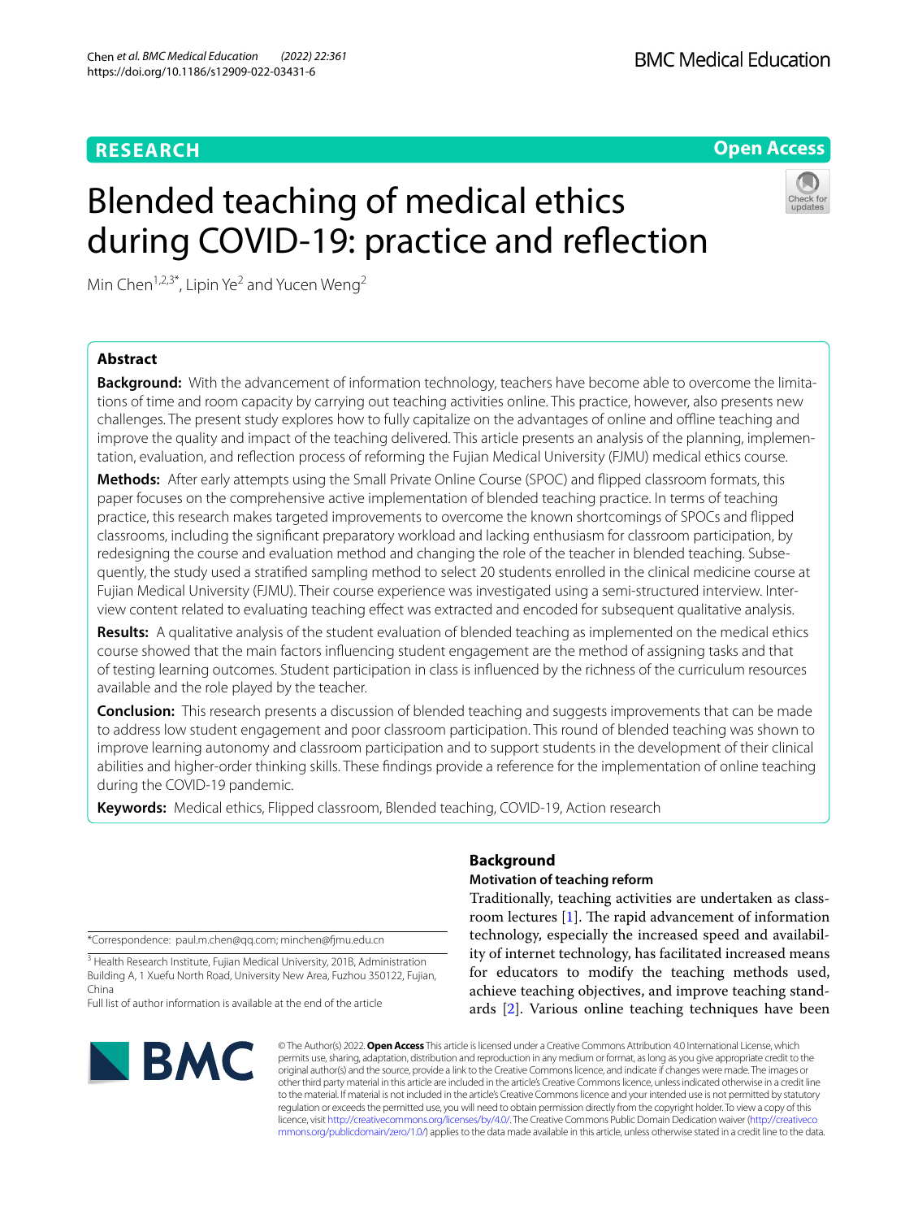RESEARCH

Open Access

# Blended teaching of medical ethics during COVID-19: practice and reflection

Min Chen[1,2,3*], Lipin Ye[2] and Yucen Weng[2]

## Abstract

**Background:** With the advancement of information technology, teachers have become able to overcome the limitations of time and room capacity by carrying out teaching activities online. This practice, however, also presents new challenges. The present study explores how to fully capitalize on the advantages of online and offline teaching and improve the quality and impact of the teaching delivered. This article presents an analysis of the planning, implementation, evaluation, and reflection process of reforming the Fujian Medical University (FJMU) medical ethics course.

**Methods:** After early attempts using the Small Private Online Course (SPOC) and flipped classroom formats, this paper focuses on the comprehensive active implementation of blended teaching practice. In terms of teaching practice, this research makes targeted improvements to overcome the known shortcomings of SPOCs and flipped classrooms, including the significant preparatory workload and lacking enthusiasm for classroom participation, by redesigning the course and evaluation method and changing the role of the teacher in blended teaching. Subsequently, the study used a stratified sampling method to select 20 students enrolled in the clinical medicine course at Fujian Medical University (FJMU). Their course experience was investigated using a semi-structured interview. Interview content related to evaluating teaching effect was extracted and encoded for subsequent qualitative analysis.

**Results:** A qualitative analysis of the student evaluation of blended teaching as implemented on the medical ethics course showed that the main factors influencing student engagement are the method of assigning tasks and that of testing learning outcomes. Student participation in class is influenced by the richness of the curriculum resources available and the role played by the teacher.

**Conclusion:** This research presents a discussion of blended teaching and suggests improvements that can be made to address low student engagement and poor classroom participation. This round of blended teaching was shown to improve learning autonomy and classroom participation and to support students in the development of their clinical abilities and higher-order thinking skills. These findings provide a reference for the implementation of online teaching during the COVID-19 pandemic.

**Keywords:** Medical ethics, Flipped classroom, Blended teaching, COVID-19, Action research

*Correspondence: paul.m.chen@qq.com; minchen@fjmu.edu.cn

[3] Health Research Institute, Fujian Medical University, 201B, Administration Building A, 1 Xuefu North Road, University New Area, Fuzhou 350122, Fujian, China

Full list of author information is available at the end of the article

## Background

### Motivation of teaching reform

Traditionally, teaching activities are undertaken as classroom lectures [1]. The rapid advancement of information technology, especially the increased speed and availability of internet technology, has facilitated increased means for educators to modify the teaching methods used, achieve teaching objectives, and improve teaching standards [2]. Various online teaching techniques have been

© The Author(s) 2022. **Open Access** This article is licensed under a Creative Commons Attribution 4.0 International License, which permits use, sharing, adaptation, distribution and reproduction in any medium or format, as long as you give appropriate credit to the original author(s) and the source, provide a link to the Creative Commons licence, and indicate if changes were made. The images or other third party material in this article are included in the article's Creative Commons licence, unless indicated otherwise in a credit line to the material. If material is not included in the article's Creative Commons licence and your intended use is not permitted by statutory regulation or exceeds the permitted use, you will need to obtain permission directly from the copyright holder. To view a copy of this licence, visit http://creativecommons.org/licenses/by/4.0/. The Creative Commons Public Domain Dedication waiver (http://creativecommons.org/publicdomain/zero/1.0/) applies to the data made available in this article, unless otherwise stated in a credit line to the data.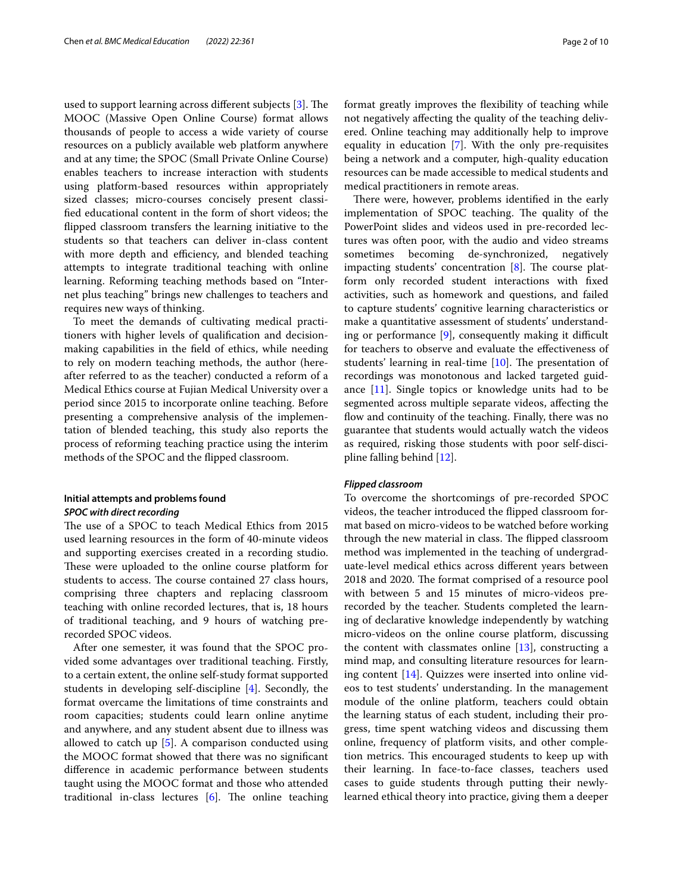used to support learning across different subjects [3]. The MOOC (Massive Open Online Course) format allows thousands of people to access a wide variety of course resources on a publicly available web platform anywhere and at any time; the SPOC (Small Private Online Course) enables teachers to increase interaction with students using platform-based resources within appropriately sized classes; micro-courses concisely present classified educational content in the form of short videos; the flipped classroom transfers the learning initiative to the students so that teachers can deliver in-class content with more depth and efficiency, and blended teaching attempts to integrate traditional teaching with online learning. Reforming teaching methods based on "Internet plus teaching" brings new challenges to teachers and requires new ways of thinking.

To meet the demands of cultivating medical practitioners with higher levels of qualification and decision-making capabilities in the field of ethics, while needing to rely on modern teaching methods, the author (hereafter referred to as the teacher) conducted a reform of a Medical Ethics course at Fujian Medical University over a period since 2015 to incorporate online teaching. Before presenting a comprehensive analysis of the implementation of blended teaching, this study also reports the process of reforming teaching practice using the interim methods of the SPOC and the flipped classroom.

## Initial attempts and problems found

### *SPOC with direct recording*

The use of a SPOC to teach Medical Ethics from 2015 used learning resources in the form of 40-minute videos and supporting exercises created in a recording studio. These were uploaded to the online course platform for students to access. The course contained 27 class hours, comprising three chapters and replacing classroom teaching with online recorded lectures, that is, 18 hours of traditional teaching, and 9 hours of watching pre-recorded SPOC videos.

After one semester, it was found that the SPOC provided some advantages over traditional teaching. Firstly, to a certain extent, the online self-study format supported students in developing self-discipline [4]. Secondly, the format overcame the limitations of time constraints and room capacities; students could learn online anytime and anywhere, and any student absent due to illness was allowed to catch up [5]. A comparison conducted using the MOOC format showed that there was no significant difference in academic performance between students taught using the MOOC format and those who attended traditional in-class lectures [6]. The online teaching format greatly improves the flexibility of teaching while not negatively affecting the quality of the teaching delivered. Online teaching may additionally help to improve equality in education [7]. With the only pre-requisites being a network and a computer, high-quality education resources can be made accessible to medical students and medical practitioners in remote areas.

There were, however, problems identified in the early implementation of SPOC teaching. The quality of the PowerPoint slides and videos used in pre-recorded lectures was often poor, with the audio and video streams sometimes becoming de-synchronized, negatively impacting students' concentration [8]. The course platform only recorded student interactions with fixed activities, such as homework and questions, and failed to capture students' cognitive learning characteristics or make a quantitative assessment of students' understanding or performance [9], consequently making it difficult for teachers to observe and evaluate the effectiveness of students' learning in real-time [10]. The presentation of recordings was monotonous and lacked targeted guidance [11]. Single topics or knowledge units had to be segmented across multiple separate videos, affecting the flow and continuity of the teaching. Finally, there was no guarantee that students would actually watch the videos as required, risking those students with poor self-discipline falling behind [12].

### *Flipped classroom*

To overcome the shortcomings of pre-recorded SPOC videos, the teacher introduced the flipped classroom format based on micro-videos to be watched before working through the new material in class. The flipped classroom method was implemented in the teaching of undergraduate-level medical ethics across different years between 2018 and 2020. The format comprised of a resource pool with between 5 and 15 minutes of micro-videos pre-recorded by the teacher. Students completed the learning of declarative knowledge independently by watching micro-videos on the online course platform, discussing the content with classmates online [13], constructing a mind map, and consulting literature resources for learning content [14]. Quizzes were inserted into online videos to test students' understanding. In the management module of the online platform, teachers could obtain the learning status of each student, including their progress, time spent watching videos and discussing them online, frequency of platform visits, and other completion metrics. This encouraged students to keep up with their learning. In face-to-face classes, teachers used cases to guide students through putting their newly-learned ethical theory into practice, giving them a deeper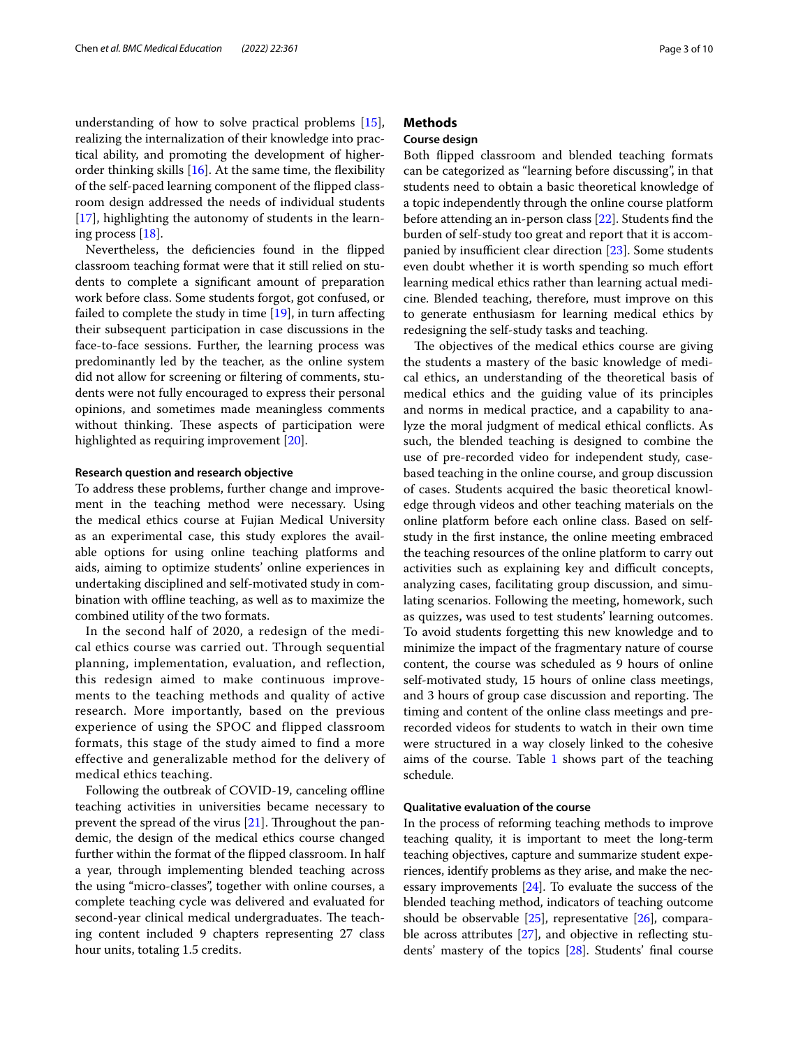understanding of how to solve practical problems [15], realizing the internalization of their knowledge into practical ability, and promoting the development of higher-order thinking skills [16]. At the same time, the flexibility of the self-paced learning component of the flipped classroom design addressed the needs of individual students [17], highlighting the autonomy of students in the learning process [18].

Nevertheless, the deficiencies found in the flipped classroom teaching format were that it still relied on students to complete a significant amount of preparation work before class. Some students forgot, got confused, or failed to complete the study in time [19], in turn affecting their subsequent participation in case discussions in the face-to-face sessions. Further, the learning process was predominantly led by the teacher, as the online system did not allow for screening or filtering of comments, students were not fully encouraged to express their personal opinions, and sometimes made meaningless comments without thinking. These aspects of participation were highlighted as requiring improvement [20].

#### Research question and research objective

To address these problems, further change and improvement in the teaching method were necessary. Using the medical ethics course at Fujian Medical University as an experimental case, this study explores the available options for using online teaching platforms and aids, aiming to optimize students' online experiences in undertaking disciplined and self-motivated study in combination with offline teaching, as well as to maximize the combined utility of the two formats.

In the second half of 2020, a redesign of the medical ethics course was carried out. Through sequential planning, implementation, evaluation, and reflection, this redesign aimed to make continuous improvements to the teaching methods and quality of active research. More importantly, based on the previous experience of using the SPOC and flipped classroom formats, this stage of the study aimed to find a more effective and generalizable method for the delivery of medical ethics teaching.

Following the outbreak of COVID-19, canceling offline teaching activities in universities became necessary to prevent the spread of the virus [21]. Throughout the pandemic, the design of the medical ethics course changed further within the format of the flipped classroom. In half a year, through implementing blended teaching across the using "micro-classes", together with online courses, a complete teaching cycle was delivered and evaluated for second-year clinical medical undergraduates. The teaching content included 9 chapters representing 27 class hour units, totaling 1.5 credits.

## Methods

### Course design

Both flipped classroom and blended teaching formats can be categorized as "learning before discussing", in that students need to obtain a basic theoretical knowledge of a topic independently through the online course platform before attending an in-person class [22]. Students find the burden of self-study too great and report that it is accompanied by insufficient clear direction [23]. Some students even doubt whether it is worth spending so much effort learning medical ethics rather than learning actual medicine. Blended teaching, therefore, must improve on this to generate enthusiasm for learning medical ethics by redesigning the self-study tasks and teaching.

The objectives of the medical ethics course are giving the students a mastery of the basic knowledge of medical ethics, an understanding of the theoretical basis of medical ethics and the guiding value of its principles and norms in medical practice, and a capability to analyze the moral judgment of medical ethical conflicts. As such, the blended teaching is designed to combine the use of pre-recorded video for independent study, case-based teaching in the online course, and group discussion of cases. Students acquired the basic theoretical knowledge through videos and other teaching materials on the online platform before each online class. Based on self-study in the first instance, the online meeting embraced the teaching resources of the online platform to carry out activities such as explaining key and difficult concepts, analyzing cases, facilitating group discussion, and simulating scenarios. Following the meeting, homework, such as quizzes, was used to test students' learning outcomes. To avoid students forgetting this new knowledge and to minimize the impact of the fragmentary nature of course content, the course was scheduled as 9 hours of online self-motivated study, 15 hours of online class meetings, and 3 hours of group case discussion and reporting. The timing and content of the online class meetings and pre-recorded videos for students to watch in their own time were structured in a way closely linked to the cohesive aims of the course. Table 1 shows part of the teaching schedule.

### Qualitative evaluation of the course

In the process of reforming teaching methods to improve teaching quality, it is important to meet the long-term teaching objectives, capture and summarize student experiences, identify problems as they arise, and make the necessary improvements [24]. To evaluate the success of the blended teaching method, indicators of teaching outcome should be observable [25], representative [26], comparable across attributes [27], and objective in reflecting students' mastery of the topics [28]. Students' final course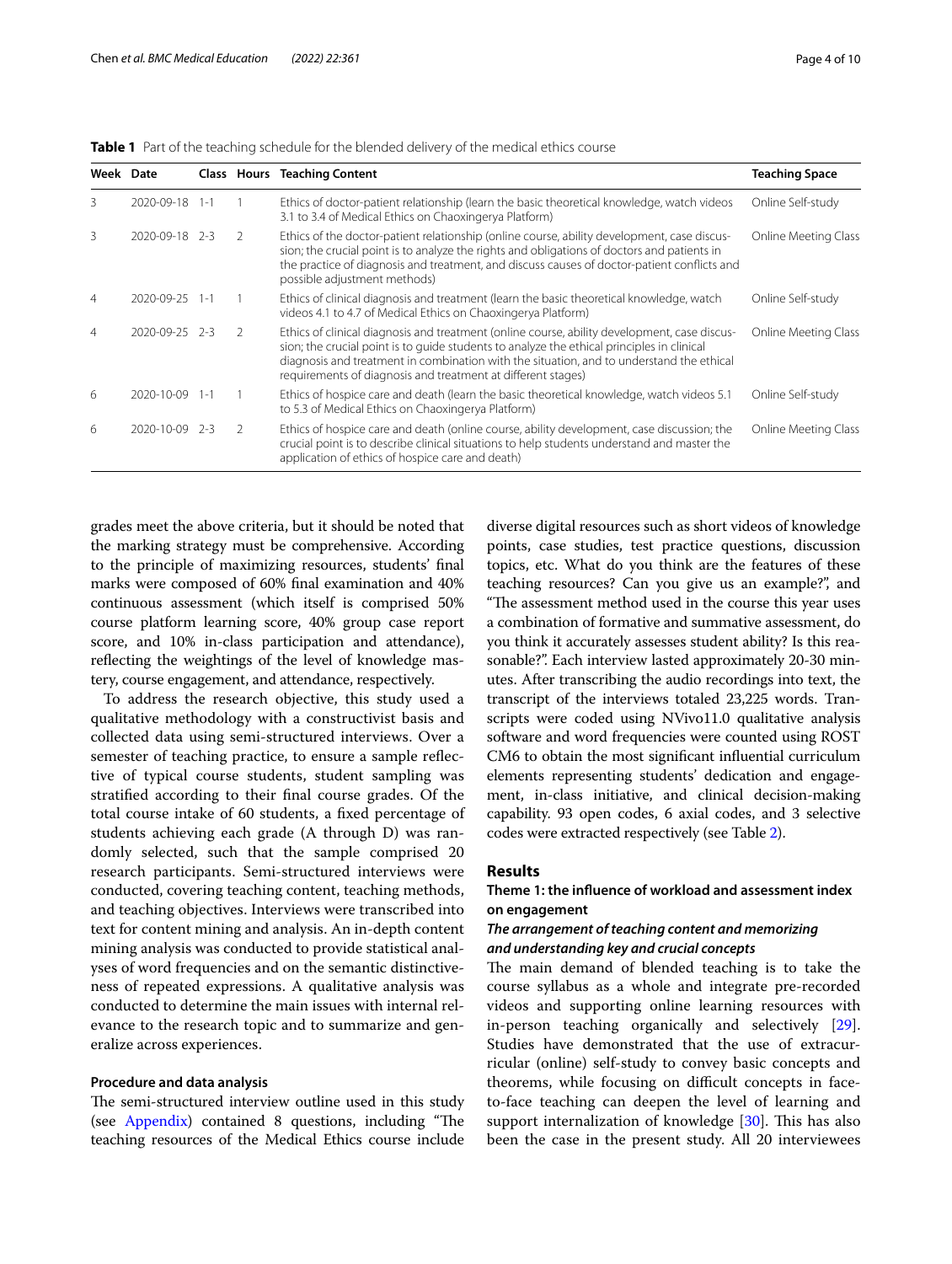**Table 1** Part of the teaching schedule for the blended delivery of the medical ethics course

| Week | Date | Class | Hours | Teaching Content | Teaching Space |
|---|---|---|---|---|---|
| 3 | 2020-09-18 | 1-1 | 1 | Ethics of doctor-patient relationship (learn the basic theoretical knowledge, watch videos 3.1 to 3.4 of Medical Ethics on Chaoxingerya Platform) | Online Self-study |
| 3 | 2020-09-18 | 2-3 | 2 | Ethics of the doctor-patient relationship (online course, ability development, case discussion; the crucial point is to analyze the rights and obligations of doctors and patients in the practice of diagnosis and treatment, and discuss causes of doctor-patient conflicts and possible adjustment methods) | Online Meeting Class |
| 4 | 2020-09-25 | 1-1 | 1 | Ethics of clinical diagnosis and treatment (learn the basic theoretical knowledge, watch videos 4.1 to 4.7 of Medical Ethics on Chaoxingerya Platform) | Online Self-study |
| 4 | 2020-09-25 | 2-3 | 2 | Ethics of clinical diagnosis and treatment (online course, ability development, case discussion; the crucial point is to guide students to analyze the ethical principles in clinical diagnosis and treatment in combination with the situation, and to understand the ethical requirements of diagnosis and treatment at different stages) | Online Meeting Class |
| 6 | 2020-10-09 | 1-1 | 1 | Ethics of hospice care and death (learn the basic theoretical knowledge, watch videos 5.1 to 5.3 of Medical Ethics on Chaoxingerya Platform) | Online Self-study |
| 6 | 2020-10-09 | 2-3 | 2 | Ethics of hospice care and death (online course, ability development, case discussion; the crucial point is to describe clinical situations to help students understand and master the application of ethics of hospice care and death) | Online Meeting Class |

grades meet the above criteria, but it should be noted that the marking strategy must be comprehensive. According to the principle of maximizing resources, students' final marks were composed of 60% final examination and 40% continuous assessment (which itself is comprised 50% course platform learning score, 40% group case report score, and 10% in-class participation and attendance), reflecting the weightings of the level of knowledge mastery, course engagement, and attendance, respectively.

To address the research objective, this study used a qualitative methodology with a constructivist basis and collected data using semi-structured interviews. Over a semester of teaching practice, to ensure a sample reflective of typical course students, student sampling was stratified according to their final course grades. Of the total course intake of 60 students, a fixed percentage of students achieving each grade (A through D) was randomly selected, such that the sample comprised 20 research participants. Semi-structured interviews were conducted, covering teaching content, teaching methods, and teaching objectives. Interviews were transcribed into text for content mining and analysis. An in-depth content mining analysis was conducted to provide statistical analyses of word frequencies and on the semantic distinctiveness of repeated expressions. A qualitative analysis was conducted to determine the main issues with internal relevance to the research topic and to summarize and generalize across experiences.

#### Procedure and data analysis

The semi-structured interview outline used in this study (see Appendix) contained 8 questions, including "The teaching resources of the Medical Ethics course include diverse digital resources such as short videos of knowledge points, case studies, test practice questions, discussion topics, etc. What do you think are the features of these teaching resources? Can you give us an example?", and "The assessment method used in the course this year uses a combination of formative and summative assessment, do you think it accurately assesses student ability? Is this reasonable?". Each interview lasted approximately 20-30 minutes. After transcribing the audio recordings into text, the transcript of the interviews totaled 23,225 words. Transcripts were coded using NVivo11.0 qualitative analysis software and word frequencies were counted using ROST CM6 to obtain the most significant influential curriculum elements representing students' dedication and engagement, in-class initiative, and clinical decision-making capability. 93 open codes, 6 axial codes, and 3 selective codes were extracted respectively (see Table 2).

## Results

### Theme 1: the influence of workload and assessment index on engagement

#### *The arrangement of teaching content and memorizing and understanding key and crucial concepts*

The main demand of blended teaching is to take the course syllabus as a whole and integrate pre-recorded videos and supporting online learning resources with in-person teaching organically and selectively [29]. Studies have demonstrated that the use of extracurricular (online) self-study to convey basic concepts and theorems, while focusing on difficult concepts in face-to-face teaching can deepen the level of learning and support internalization of knowledge [30]. This has also been the case in the present study. All 20 interviewees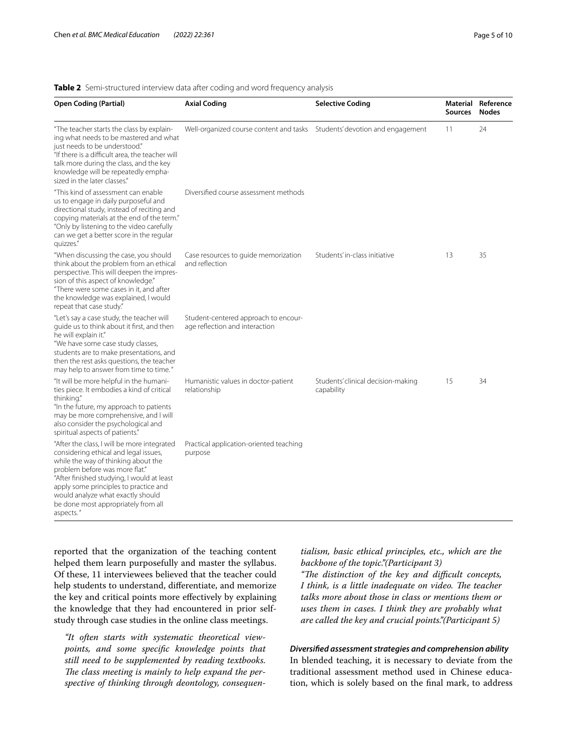**Table 2** Semi-structured interview data after coding and word frequency analysis

| Open Coding (Partial) | Axial Coding | Selective Coding | Material Sources | Reference Nodes |
|---|---|---|---|---|
| "The teacher starts the class by explaining what needs to be mastered and what just needs to be understood." "If there is a difficult area, the teacher will talk more during the class, and the key knowledge will be repeatedly emphasized in the later classes." | Well-organized course content and tasks | Students' devotion and engagement | 11 | 24 |
| "This kind of assessment can enable us to engage in daily purposeful and directional study, instead of reciting and copying materials at the end of the term." "Only by listening to the video carefully can we get a better score in the regular quizzes." | Diversified course assessment methods | | | |
| "When discussing the case, you should think about the problem from an ethical perspective. This will deepen the impression of this aspect of knowledge." "There were some cases in it, and after the knowledge was explained, I would repeat that case study." | Case resources to guide memorization and reflection | Students' in-class initiative | 13 | 35 |
| "Let's say a case study, the teacher will guide us to think about it first, and then he will explain it." "We have some case study classes, students are to make presentations, and then the rest asks questions, the teacher may help to answer from time to time." | Student-centered approach to encourage reflection and interaction | | | |
| "It will be more helpful in the humanities piece. It embodies a kind of critical thinking." "In the future, my approach to patients may be more comprehensive, and I will also consider the psychological and spiritual aspects of patients." | Humanistic values in doctor-patient relationship | Students' clinical decision-making capability | 15 | 34 |
| "After the class, I will be more integrated considering ethical and legal issues, while the way of thinking about the problem before was more flat." "After finished studying, I would at least apply some principles to practice and would analyze what exactly should be done most appropriately from all aspects." | Practical application-oriented teaching purpose | | | |

reported that the organization of the teaching content helped them learn purposefully and master the syllabus. Of these, 11 interviewees believed that the teacher could help students to understand, differentiate, and memorize the key and critical points more effectively by explaining the knowledge that they had encountered in prior self-study through case studies in the online class meetings.

> *"It often starts with systematic theoretical viewpoints, and some specific knowledge points that still need to be supplemented by reading textbooks. The class meeting is mainly to help expand the perspective of thinking through deontology, consequentialism, basic ethical principles, etc., which are the backbone of the topic."(Participant 3)*
>
> *"The distinction of the key and difficult concepts, I think, is a little inadequate on video. The teacher talks more about those in class or mentions them or uses them in cases. I think they are probably what are called the key and crucial points."(Participant 5)*

#### Diversified assessment strategies and comprehension ability

In blended teaching, it is necessary to deviate from the traditional assessment method used in Chinese education, which is solely based on the final mark, to address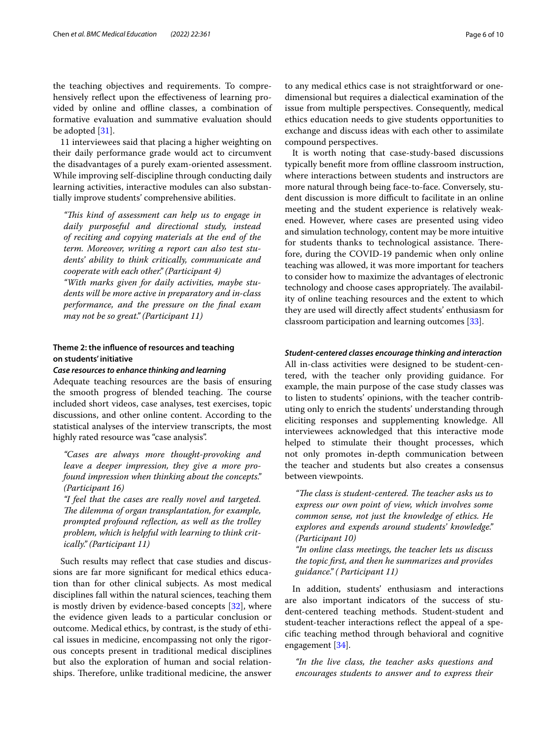the teaching objectives and requirements. To comprehensively reflect upon the effectiveness of learning provided by online and offline classes, a combination of formative evaluation and summative evaluation should be adopted [31].

11 interviewees said that placing a higher weighting on their daily performance grade would act to circumvent the disadvantages of a purely exam-oriented assessment. While improving self-discipline through conducting daily learning activities, interactive modules can also substantially improve students' comprehensive abilities.

> *"This kind of assessment can help us to engage in daily purposeful and directional study, instead of reciting and copying materials at the end of the term. Moreover, writing a report can also test students' ability to think critically, communicate and cooperate with each other." (Participant 4)*
>
> *"With marks given for daily activities, maybe students will be more active in preparatory and in-class performance, and the pressure on the final exam may not be so great." (Participant 11)*

### Theme 2: the influence of resources and teaching on students' initiative

#### *Case resources to enhance thinking and learning*

Adequate teaching resources are the basis of ensuring the smooth progress of blended teaching. The course included short videos, case analyses, test exercises, topic discussions, and other online content. According to the statistical analyses of the interview transcripts, the most highly rated resource was "case analysis".

> *"Cases are always more thought-provoking and leave a deeper impression, they give a more profound impression when thinking about the concepts." (Participant 16)*
>
> *"I feel that the cases are really novel and targeted. The dilemma of organ transplantation, for example, prompted profound reflection, as well as the trolley problem, which is helpful with learning to think critically." (Participant 11)*

Such results may reflect that case studies and discussions are far more significant for medical ethics education than for other clinical subjects. As most medical disciplines fall within the natural sciences, teaching them is mostly driven by evidence-based concepts [32], where the evidence given leads to a particular conclusion or outcome. Medical ethics, by contrast, is the study of ethical issues in medicine, encompassing not only the rigorous concepts present in traditional medical disciplines but also the exploration of human and social relationships. Therefore, unlike traditional medicine, the answer to any medical ethics case is not straightforward or one-dimensional but requires a dialectical examination of the issue from multiple perspectives. Consequently, medical ethics education needs to give students opportunities to exchange and discuss ideas with each other to assimilate compound perspectives.

It is worth noting that case-study-based discussions typically benefit more from offline classroom instruction, where interactions between students and instructors are more natural through being face-to-face. Conversely, student discussion is more difficult to facilitate in an online meeting and the student experience is relatively weakened. However, where cases are presented using video and simulation technology, content may be more intuitive for students thanks to technological assistance. Therefore, during the COVID-19 pandemic when only online teaching was allowed, it was more important for teachers to consider how to maximize the advantages of electronic technology and choose cases appropriately. The availability of online teaching resources and the extent to which they are used will directly affect students' enthusiasm for classroom participation and learning outcomes [33].

#### *Student-centered classes encourage thinking and interaction*

All in-class activities were designed to be student-centered, with the teacher only providing guidance. For example, the main purpose of the case study classes was to listen to students' opinions, with the teacher contributing only to enrich the students' understanding through eliciting responses and supplementing knowledge. All interviewees acknowledged that this interactive mode helped to stimulate their thought processes, which not only promotes in-depth communication between the teacher and students but also creates a consensus between viewpoints.

> *"The class is student-centered. The teacher asks us to express our own point of view, which involves some common sense, not just the knowledge of ethics. He explores and expends around students' knowledge." (Participant 10)*
>
> *"In online class meetings, the teacher lets us discuss the topic first, and then he summarizes and provides guidance." ( Participant 11)*

In addition, students' enthusiasm and interactions are also important indicators of the success of student-centered teaching methods. Student-student and student-teacher interactions reflect the appeal of a specific teaching method through behavioral and cognitive engagement [34].

> *"In the live class, the teacher asks questions and encourages students to answer and to express their*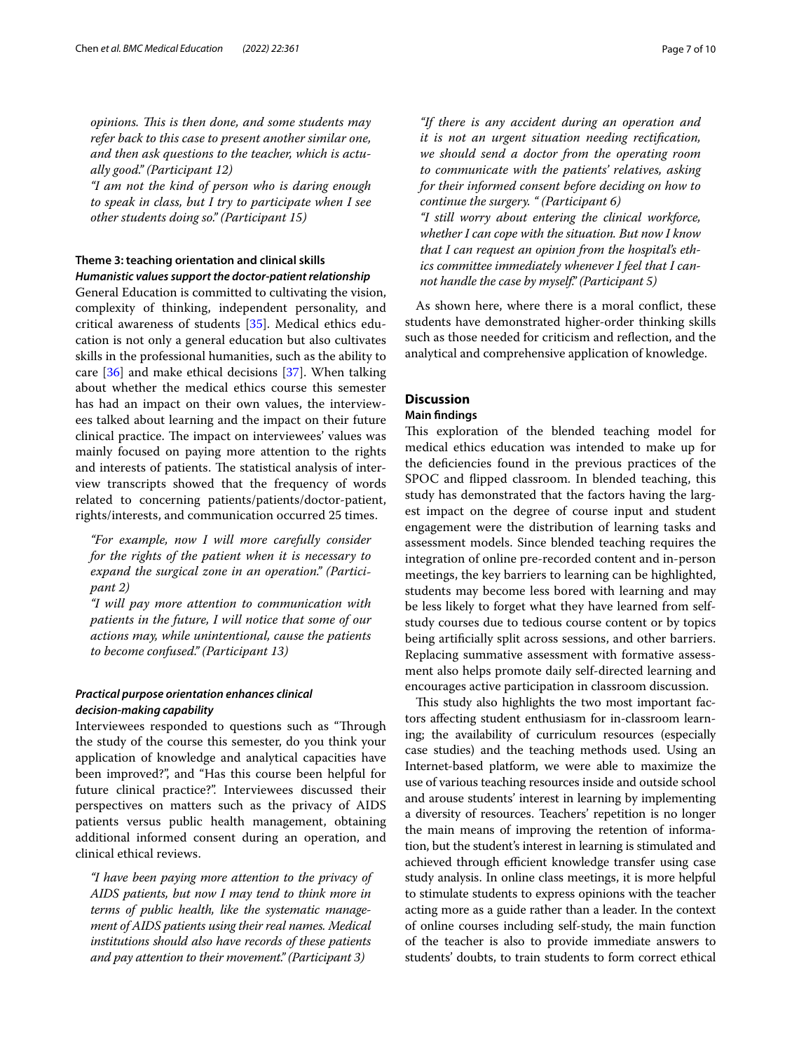*opinions. This is then done, and some students may refer back to this case to present another similar one, and then ask questions to the teacher, which is actually good." (Participant 12)*

*"I am not the kind of person who is daring enough to speak in class, but I try to participate when I see other students doing so." (Participant 15)*

### Theme 3: teaching orientation and clinical skills

#### *Humanistic values support the doctor-patient relationship*

General Education is committed to cultivating the vision, complexity of thinking, independent personality, and critical awareness of students [35]. Medical ethics education is not only a general education but also cultivates skills in the professional humanities, such as the ability to care [36] and make ethical decisions [37]. When talking about whether the medical ethics course this semester has had an impact on their own values, the interviewees talked about learning and the impact on their future clinical practice. The impact on interviewees' values was mainly focused on paying more attention to the rights and interests of patients. The statistical analysis of interview transcripts showed that the frequency of words related to concerning patients/patients/doctor-patient, rights/interests, and communication occurred 25 times.

*"For example, now I will more carefully consider for the rights of the patient when it is necessary to expand the surgical zone in an operation." (Participant 2)*

*"I will pay more attention to communication with patients in the future, I will notice that some of our actions may, while unintentional, cause the patients to become confused." (Participant 13)*

#### *Practical purpose orientation enhances clinical decision-making capability*

Interviewees responded to questions such as "Through the study of the course this semester, do you think your application of knowledge and analytical capacities have been improved?", and "Has this course been helpful for future clinical practice?". Interviewees discussed their perspectives on matters such as the privacy of AIDS patients versus public health management, obtaining additional informed consent during an operation, and clinical ethical reviews.

*"I have been paying more attention to the privacy of AIDS patients, but now I may tend to think more in terms of public health, like the systematic management of AIDS patients using their real names. Medical institutions should also have records of these patients and pay attention to their movement." (Participant 3)*

*"If there is any accident during an operation and it is not an urgent situation needing rectification, we should send a doctor from the operating room to communicate with the patients' relatives, asking for their informed consent before deciding on how to continue the surgery. " (Participant 6)*

*"I still worry about entering the clinical workforce, whether I can cope with the situation. But now I know that I can request an opinion from the hospital's ethics committee immediately whenever I feel that I cannot handle the case by myself." (Participant 5)*

As shown here, where there is a moral conflict, these students have demonstrated higher-order thinking skills such as those needed for criticism and reflection, and the analytical and comprehensive application of knowledge.

## Discussion

### Main findings

This exploration of the blended teaching model for medical ethics education was intended to make up for the deficiencies found in the previous practices of the SPOC and flipped classroom. In blended teaching, this study has demonstrated that the factors having the largest impact on the degree of course input and student engagement were the distribution of learning tasks and assessment models. Since blended teaching requires the integration of online pre-recorded content and in-person meetings, the key barriers to learning can be highlighted, students may become less bored with learning and may be less likely to forget what they have learned from self-study courses due to tedious course content or by topics being artificially split across sessions, and other barriers. Replacing summative assessment with formative assessment also helps promote daily self-directed learning and encourages active participation in classroom discussion.

This study also highlights the two most important factors affecting student enthusiasm for in-classroom learning; the availability of curriculum resources (especially case studies) and the teaching methods used. Using an Internet-based platform, we were able to maximize the use of various teaching resources inside and outside school and arouse students' interest in learning by implementing a diversity of resources. Teachers' repetition is no longer the main means of improving the retention of information, but the student's interest in learning is stimulated and achieved through efficient knowledge transfer using case study analysis. In online class meetings, it is more helpful to stimulate students to express opinions with the teacher acting more as a guide rather than a leader. In the context of online courses including self-study, the main function of the teacher is also to provide immediate answers to students' doubts, to train students to form correct ethical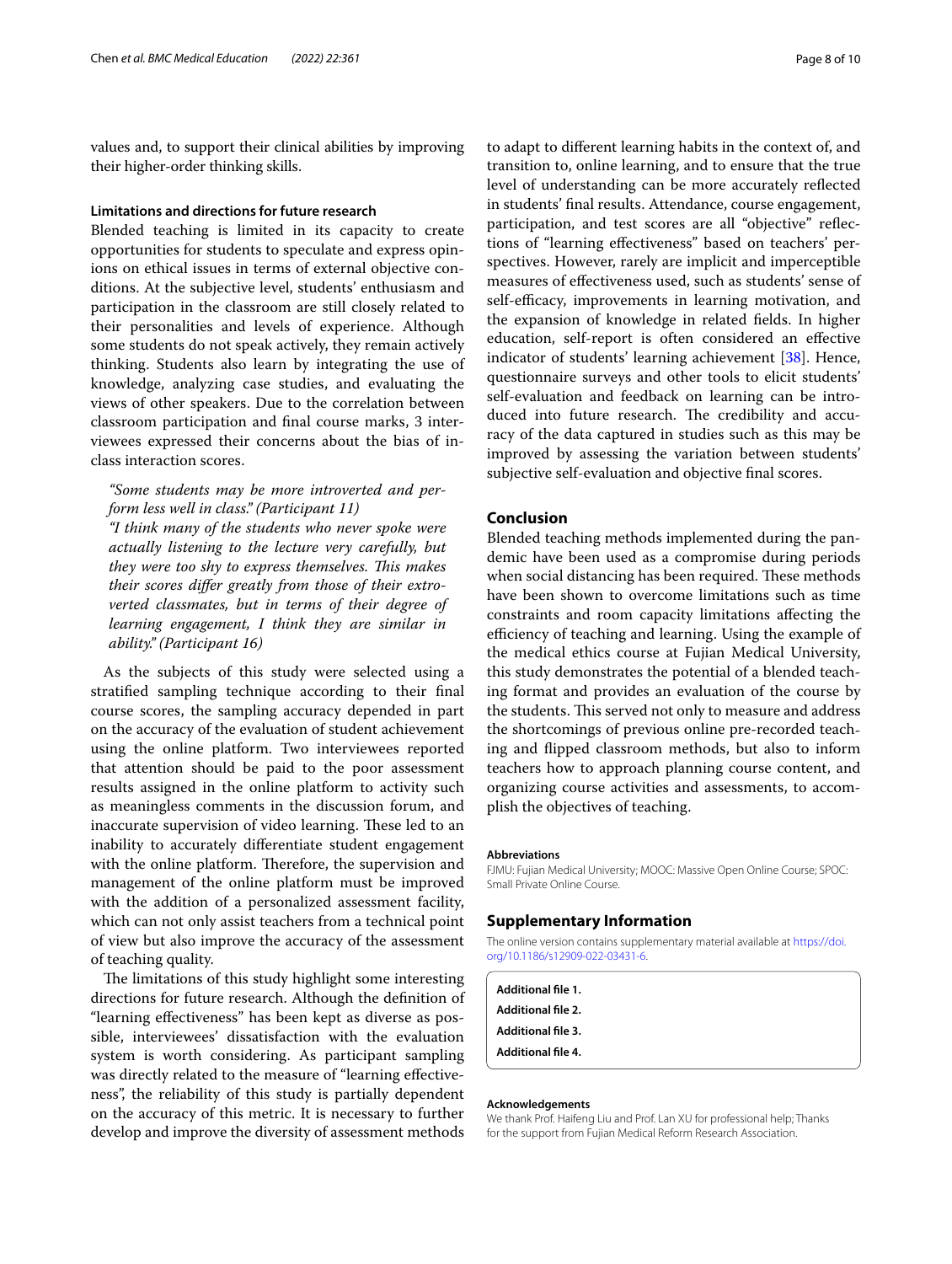values and, to support their clinical abilities by improving their higher-order thinking skills.

### Limitations and directions for future research

Blended teaching is limited in its capacity to create opportunities for students to speculate and express opinions on ethical issues in terms of external objective conditions. At the subjective level, students' enthusiasm and participation in the classroom are still closely related to their personalities and levels of experience. Although some students do not speak actively, they remain actively thinking. Students also learn by integrating the use of knowledge, analyzing case studies, and evaluating the views of other speakers. Due to the correlation between classroom participation and final course marks, 3 interviewees expressed their concerns about the bias of in-class interaction scores.

> *"Some students may be more introverted and perform less well in class." (Participant 11)*
>
> *"I think many of the students who never spoke were actually listening to the lecture very carefully, but they were too shy to express themselves. This makes their scores differ greatly from those of their extroverted classmates, but in terms of their degree of learning engagement, I think they are similar in ability." (Participant 16)*

As the subjects of this study were selected using a stratified sampling technique according to their final course scores, the sampling accuracy depended in part on the accuracy of the evaluation of student achievement using the online platform. Two interviewees reported that attention should be paid to the poor assessment results assigned in the online platform to activity such as meaningless comments in the discussion forum, and inaccurate supervision of video learning. These led to an inability to accurately differentiate student engagement with the online platform. Therefore, the supervision and management of the online platform must be improved with the addition of a personalized assessment facility, which can not only assist teachers from a technical point of view but also improve the accuracy of the assessment of teaching quality.

The limitations of this study highlight some interesting directions for future research. Although the definition of "learning effectiveness" has been kept as diverse as possible, interviewees' dissatisfaction with the evaluation system is worth considering. As participant sampling was directly related to the measure of "learning effectiveness", the reliability of this study is partially dependent on the accuracy of this metric. It is necessary to further develop and improve the diversity of assessment methods to adapt to different learning habits in the context of, and transition to, online learning, and to ensure that the true level of understanding can be more accurately reflected in students' final results. Attendance, course engagement, participation, and test scores are all "objective" reflections of "learning effectiveness" based on teachers' perspectives. However, rarely are implicit and imperceptible measures of effectiveness used, such as students' sense of self-efficacy, improvements in learning motivation, and the expansion of knowledge in related fields. In higher education, self-report is often considered an effective indicator of students' learning achievement [38]. Hence, questionnaire surveys and other tools to elicit students' self-evaluation and feedback on learning can be introduced into future research. The credibility and accuracy of the data captured in studies such as this may be improved by assessing the variation between students' subjective self-evaluation and objective final scores.

## Conclusion

Blended teaching methods implemented during the pandemic have been used as a compromise during periods when social distancing has been required. These methods have been shown to overcome limitations such as time constraints and room capacity limitations affecting the efficiency of teaching and learning. Using the example of the medical ethics course at Fujian Medical University, this study demonstrates the potential of a blended teaching format and provides an evaluation of the course by the students. This served not only to measure and address the shortcomings of previous online pre-recorded teaching and flipped classroom methods, but also to inform teachers how to approach planning course content, and organizing course activities and assessments, to accomplish the objectives of teaching.

#### Abbreviations

FJMU: Fujian Medical University; MOOC: Massive Open Online Course; SPOC: Small Private Online Course.

## Supplementary Information

The online version contains supplementary material available at https://doi.org/10.1186/s12909-022-03431-6.

**Additional file 1.**
**Additional file 2.**
**Additional file 3.**
**Additional file 4.**

#### Acknowledgements

We thank Prof. Haifeng Liu and Prof. Lan XU for professional help; Thanks for the support from Fujian Medical Reform Research Association.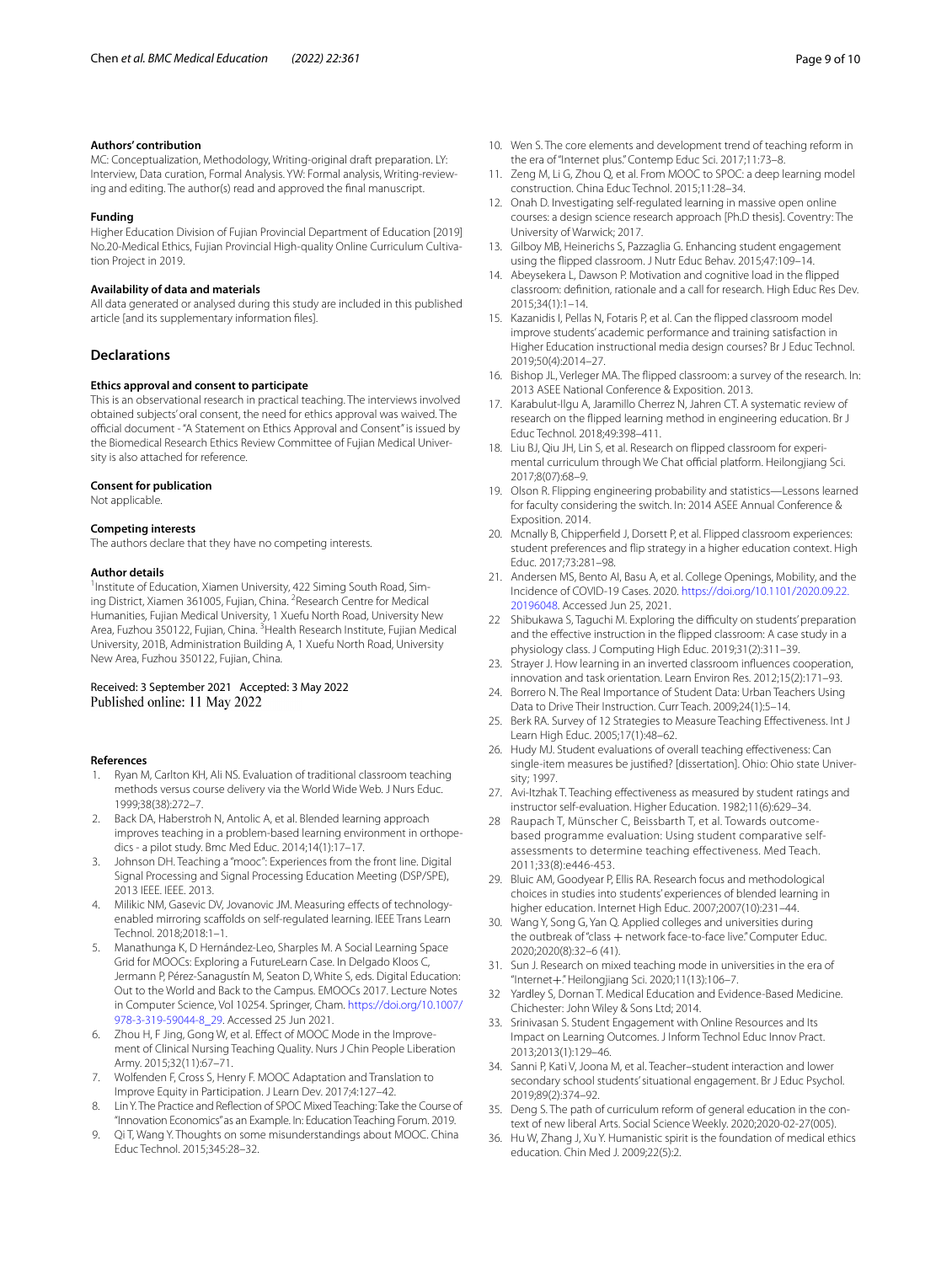### Authors' contribution

MC: Conceptualization, Methodology, Writing-original draft preparation. LY: Interview, Data curation, Formal Analysis. YW: Formal analysis, Writing-reviewing and editing. The author(s) read and approved the final manuscript.

### Funding

Higher Education Division of Fujian Provincial Department of Education [2019] No.20-Medical Ethics, Fujian Provincial High-quality Online Curriculum Cultivation Project in 2019.

### Availability of data and materials

All data generated or analysed during this study are included in this published article [and its supplementary information files].

## Declarations

### Ethics approval and consent to participate

This is an observational research in practical teaching. The interviews involved obtained subjects' oral consent, the need for ethics approval was waived. The official document - "A Statement on Ethics Approval and Consent" is issued by the Biomedical Research Ethics Review Committee of Fujian Medical University is also attached for reference.

### Consent for publication

Not applicable.

### Competing interests

The authors declare that they have no competing interests.

### Author details

[1]Institute of Education, Xiamen University, 422 Siming South Road, Siming District, Xiamen 361005, Fujian, China. [2]Research Centre for Medical Humanities, Fujian Medical University, 1 Xuefu North Road, University New Area, Fuzhou 350122, Fujian, China. [3]Health Research Institute, Fujian Medical University, 201B, Administration Building A, 1 Xuefu North Road, University New Area, Fuzhou 350122, Fujian, China.

Received: 3 September 2021 Accepted: 3 May 2022
Published online: 11 May 2022

### References

1. Ryan M, Carlton KH, Ali NS. Evaluation of traditional classroom teaching methods versus course delivery via the World Wide Web. J Nurs Educ. 1999;38(38):272–7.
2. Back DA, Haberstroh N, Antolic A, et al. Blended learning approach improves teaching in a problem-based learning environment in orthopedics - a pilot study. Bmc Med Educ. 2014;14(1):17–17.
3. Johnson DH. Teaching a "mooc": Experiences from the front line. Digital Signal Processing and Signal Processing Education Meeting (DSP/SPE), 2013 IEEE. IEEE. 2013.
4. Milikic NM, Gasevic DV, Jovanovic JM. Measuring effects of technology-enabled mirroring scaffolds on self-regulated learning. IEEE Trans Learn Technol. 2018;2018:1–1.
5. Manathunga K, D Hernández-Leo, Sharples M. A Social Learning Space Grid for MOOCs: Exploring a FutureLearn Case. In Delgado Kloos C, Jermann P, Pérez-Sanagustín M, Seaton D, White S, eds. Digital Education: Out to the World and Back to the Campus. EMOOCs 2017. Lecture Notes in Computer Science, Vol 10254. Springer, Cham. https://doi.org/10.1007/978-3-319-59044-8_29. Accessed 25 Jun 2021.
6. Zhou H, F Jing, Gong W, et al. Effect of MOOC Mode in the Improvement of Clinical Nursing Teaching Quality. Nurs J Chin People Liberation Army. 2015;32(11):67–71.
7. Wolfenden F, Cross S, Henry F. MOOC Adaptation and Translation to Improve Equity in Participation. J Learn Dev. 2017;4:127–42.
8. Lin Y. The Practice and Reflection of SPOC Mixed Teaching: Take the Course of "Innovation Economics" as an Example. In: Education Teaching Forum. 2019.
9. Qi T, Wang Y. Thoughts on some misunderstandings about MOOC. China Educ Technol. 2015;345:28–32.
10. Wen S. The core elements and development trend of teaching reform in the era of "Internet plus." Contemp Educ Sci. 2017;11:73–8.
11. Zeng M, Li G, Zhou Q, et al. From MOOC to SPOC: a deep learning model construction. China Educ Technol. 2015;11:28–34.
12. Onah D. Investigating self-regulated learning in massive open online courses: a design science research approach [Ph.D thesis]. Coventry: The University of Warwick; 2017.
13. Gilboy MB, Heinerichs S, Pazzaglia G. Enhancing student engagement using the flipped classroom. J Nutr Educ Behav. 2015;47:109–14.
14. Abeysekera L, Dawson P. Motivation and cognitive load in the flipped classroom: definition, rationale and a call for research. High Educ Res Dev. 2015;34(1):1–14.
15. Kazanidis I, Pellas N, Fotaris P, et al. Can the flipped classroom model improve students' academic performance and training satisfaction in Higher Education instructional media design courses? Br J Educ Technol. 2019;50(4):2014–27.
16. Bishop JL, Verleger MA. The flipped classroom: a survey of the research. In: 2013 ASEE National Conference & Exposition. 2013.
17. Karabulut-Ilgu A, Jaramillo Cherrez N, Jahren CT. A systematic review of research on the flipped learning method in engineering education. Br J Educ Technol. 2018;49:398–411.
18. Liu BJ, Qiu JH, Lin S, et al. Research on flipped classroom for experimental curriculum through We Chat official platform. Heilongjiang Sci. 2017;8(07):68–9.
19. Olson R. Flipping engineering probability and statistics—Lessons learned for faculty considering the switch. In: 2014 ASEE Annual Conference & Exposition. 2014.
20. Mcnally B, Chipperfield J, Dorsett P, et al. Flipped classroom experiences: student preferences and flip strategy in a higher education context. High Educ. 2017;73:281–98.
21. Andersen MS, Bento AI, Basu A, et al. College Openings, Mobility, and the Incidence of COVID-19 Cases. 2020. https://doi.org/10.1101/2020.09.22.20196048. Accessed Jun 25, 2021.
22. Shibukawa S, Taguchi M. Exploring the difficulty on students' preparation and the effective instruction in the flipped classroom: A case study in a physiology class. J Computing High Educ. 2019;31(2):311–39.
23. Strayer J. How learning in an inverted classroom influences cooperation, innovation and task orientation. Learn Environ Res. 2012;15(2):171–93.
24. Borrero N. The Real Importance of Student Data: Urban Teachers Using Data to Drive Their Instruction. Curr Teach. 2009;24(1):5–14.
25. Berk RA. Survey of 12 Strategies to Measure Teaching Effectiveness. Int J Learn High Educ. 2005;17(1):48–62.
26. Hudy MJ. Student evaluations of overall teaching effectiveness: Can single-item measures be justified? [dissertation]. Ohio: Ohio state University; 1997.
27. Avi-Itzhak T. Teaching effectiveness as measured by student ratings and instructor self-evaluation. Higher Education. 1982;11(6):629–34.
28. Raupach T, Münscher C, Beissbarth T, et al. Towards outcome-based programme evaluation: Using student comparative self-assessments to determine teaching effectiveness. Med Teach. 2011;33(8):e446-453.
29. Bluic AM, Goodyear P, Ellis RA. Research focus and methodological choices in studies into students' experiences of blended learning in higher education. Internet High Educ. 2007;2007(10):231–44.
30. Wang Y, Song G, Yan Q. Applied colleges and universities during the outbreak of "class + network face-to-face live." Computer Educ. 2020;2020(8):32–6 (41).
31. Sun J. Research on mixed teaching mode in universities in the era of "Internet+." Heilongjiang Sci. 2020;11(13):106–7.
32. Yardley S, Dornan T. Medical Education and Evidence-Based Medicine. Chichester: John Wiley & Sons Ltd; 2014.
33. Srinivasan S. Student Engagement with Online Resources and Its Impact on Learning Outcomes. J Inform Technol Educ Innov Pract. 2013;2013(1):129–46.
34. Sanni P, Kati V, Joona M, et al. Teacher–student interaction and lower secondary school students' situational engagement. Br J Educ Psychol. 2019;89(2):374–92.
35. Deng S. The path of curriculum reform of general education in the context of new liberal Arts. Social Science Weekly. 2020;2020-02-27(005).
36. Hu W, Zhang J, Xu Y. Humanistic spirit is the foundation of medical ethics education. Chin Med J. 2009;22(5):2.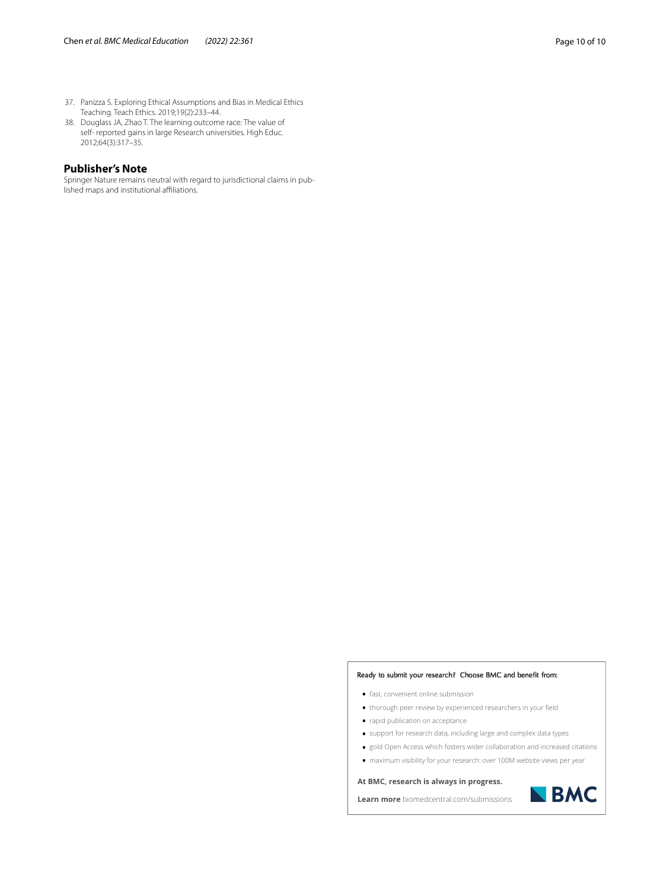37. Panizza S. Exploring Ethical Assumptions and Bias in Medical Ethics Teaching. Teach Ethics. 2019;19(2):233–44.
38. Douglass JA, Zhao T. The learning outcome race: The value of self- reported gains in large Research universities. High Educ. 2012;64(3):317–35.

## Publisher's Note

Springer Nature remains neutral with regard to jurisdictional claims in published maps and institutional affiliations.

Ready to submit your research? Choose BMC and benefit from:

- fast, convenient online submission
- thorough peer review by experienced researchers in your field
- rapid publication on acceptance
- support for research data, including large and complex data types
- gold Open Access which fosters wider collaboration and increased citations
- maximum visibility for your research: over 100M website views per year

**At BMC, research is always in progress.**

**Learn more** biomedcentral.com/submissions

BMC